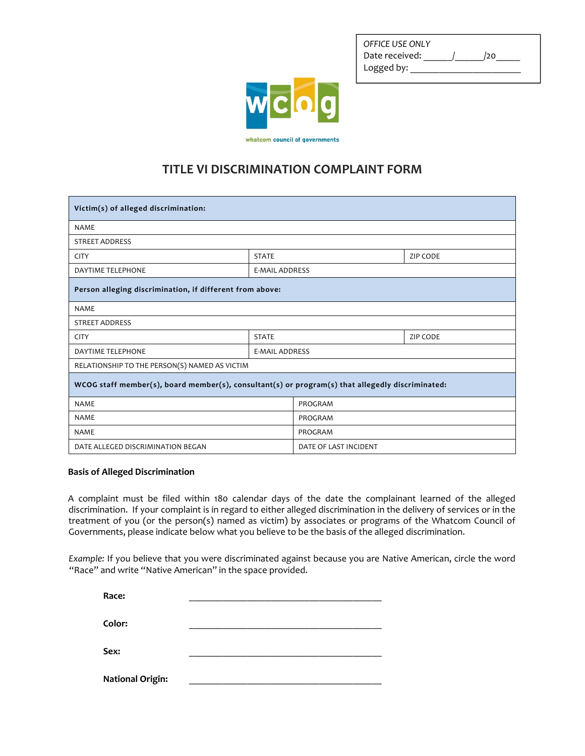*OFFICE USE ONLY*
Date received: ______/______/20_____
Logged by: ______________________

whatcom council of governments

# TITLE VI DISCRIMINATION COMPLAINT FORM

| **Victim(s) of alleged discrimination:** | | |
|---|---|---|
| NAME | | |
| STREET ADDRESS | | |
| CITY | STATE | ZIP CODE |
| DAYTIME TELEPHONE | E-MAIL ADDRESS | |
| **Person alleging discrimination, if different from above:** | | |
| NAME | | |
| STREET ADDRESS | | |
| CITY | STATE | ZIP CODE |
| DAYTIME TELEPHONE | E-MAIL ADDRESS | |
| RELATIONSHIP TO THE PERSON(S) NAMED AS VICTIM | | |
| **WCOG staff member(s), board member(s), consultant(s) or program(s) that allegedly discriminated:** | | |
| NAME | PROGRAM | |
| NAME | PROGRAM | |
| NAME | PROGRAM | |
| DATE ALLEGED DISCRIMINATION BEGAN | DATE OF LAST INCIDENT | |

**Basis of Alleged Discrimination**

A complaint must be filed within 180 calendar days of the date the complainant learned of the alleged discrimination. If your complaint is in regard to either alleged discrimination in the delivery of services or in the treatment of you (or the person(s) named as victim) by associates or programs of the Whatcom Council of Governments, please indicate below what you believe to be the basis of the alleged discrimination.

*Example:* If you believe that you were discriminated against because you are Native American, circle the word "Race" and write "Native American" in the space provided.

**Race:** ________________________________________

**Color:** ________________________________________

**Sex:** ________________________________________

**National Origin:** ________________________________________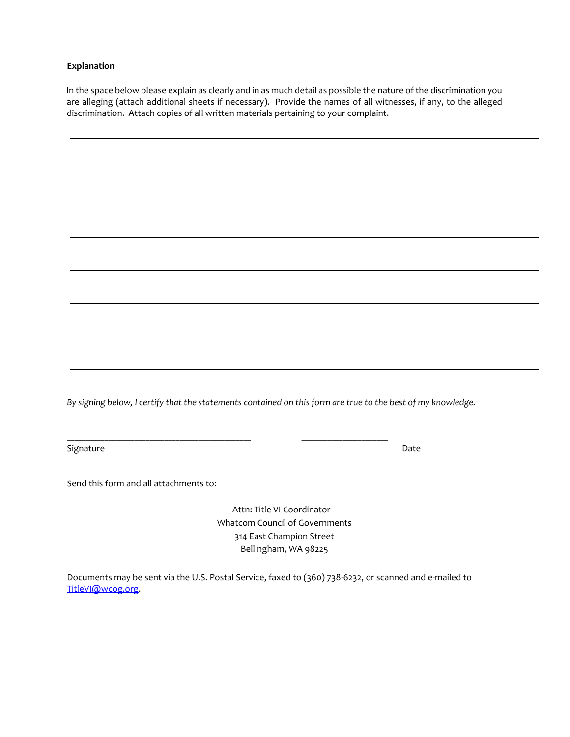**Explanation**

In the space below please explain as clearly and in as much detail as possible the nature of the discrimination you are alleging (attach additional sheets if necessary). Provide the names of all witnesses, if any, to the alleged discrimination. Attach copies of all written materials pertaining to your complaint.

___

___

___

___

___

___

___

___

*By signing below, I certify that the statements contained on this form are true to the best of my knowledge.*

\_\_\_\_\_\_\_\_\_\_\_\_\_\_\_\_\_\_\_\_\_\_\_\_\_\_\_\_\_\_\_\_\_\_\_\_\_\_\_\_ \_\_\_\_\_\_\_\_\_\_\_\_\_\_\_\_\_\_\_\_

Signature Date

Send this form and all attachments to:

Attn: Title VI Coordinator
Whatcom Council of Governments
314 East Champion Street
Bellingham, WA 98225

Documents may be sent via the U.S. Postal Service, faxed to (360) 738-6232, or scanned and e-mailed to TitleVI@wcog.org.